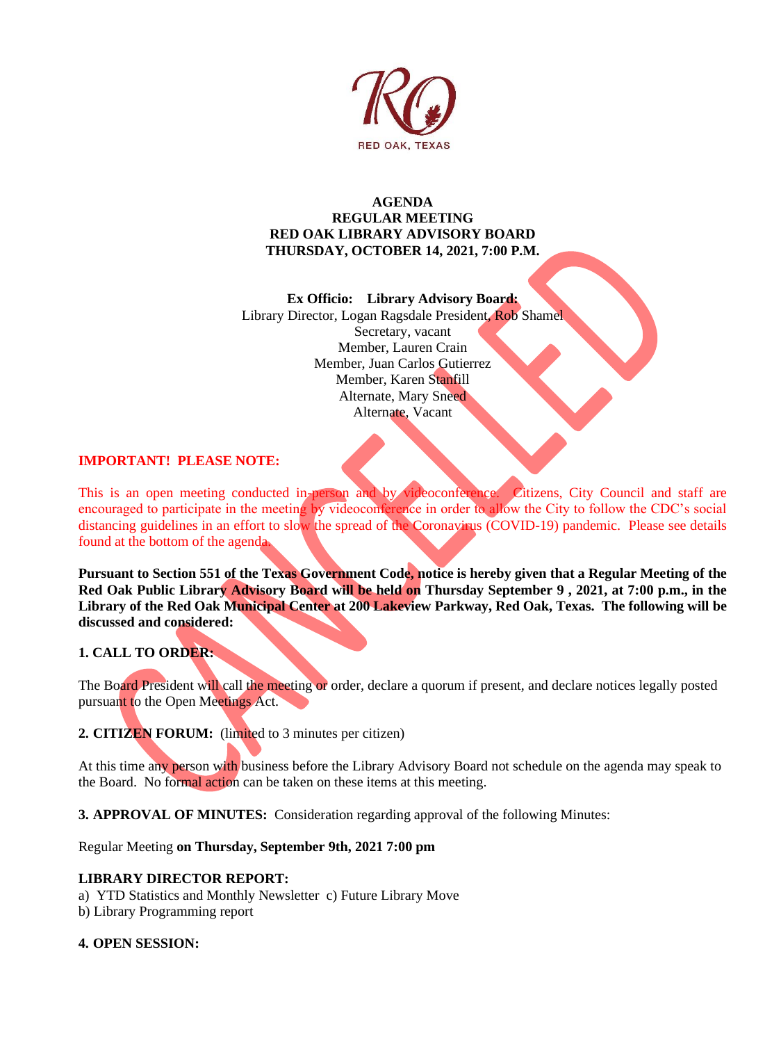RED OAK, TEXAS

**AGENDA**
**REGULAR MEETING**
**RED OAK LIBRARY ADVISORY BOARD**
**THURSDAY, OCTOBER 14, 2021, 7:00 P.M.**

CANCELLED

**Ex Officio: Library Advisory Board:**
Library Director, Logan Ragsdale President, Rob Shamel
Secretary, vacant
Member, Lauren Crain
Member, Juan Carlos Gutierrez
Member, Karen Stanfill
Alternate, Mary Sneed
Alternate, Vacant

**IMPORTANT! PLEASE NOTE:**

This is an open meeting conducted in-person and by videoconference. Citizens, City Council and staff are encouraged to participate in the meeting by videoconference in order to allow the City to follow the CDC's social distancing guidelines in an effort to slow the spread of the Coronavirus (COVID-19) pandemic. Please see details found at the bottom of the agenda.

**Pursuant to Section 551 of the Texas Government Code, notice is hereby given that a Regular Meeting of the Red Oak Public Library Advisory Board will be held on Thursday September 9 , 2021, at 7:00 p.m., in the Library of the Red Oak Municipal Center at 200 Lakeview Parkway, Red Oak, Texas. The following will be discussed and considered:**

**1. CALL TO ORDER:**

The Board President will call the meeting or order, declare a quorum if present, and declare notices legally posted pursuant to the Open Meetings Act.

**2. CITIZEN FORUM:** (limited to 3 minutes per citizen)

At this time any person with business before the Library Advisory Board not schedule on the agenda may speak to the Board. No formal action can be taken on these items at this meeting.

**3. APPROVAL OF MINUTES:** Consideration regarding approval of the following Minutes:

Regular Meeting **on Thursday, September 9th, 2021 7:00 pm**

**LIBRARY DIRECTOR REPORT:**
a) YTD Statistics and Monthly Newsletter c) Future Library Move
b) Library Programming report

**4. OPEN SESSION:**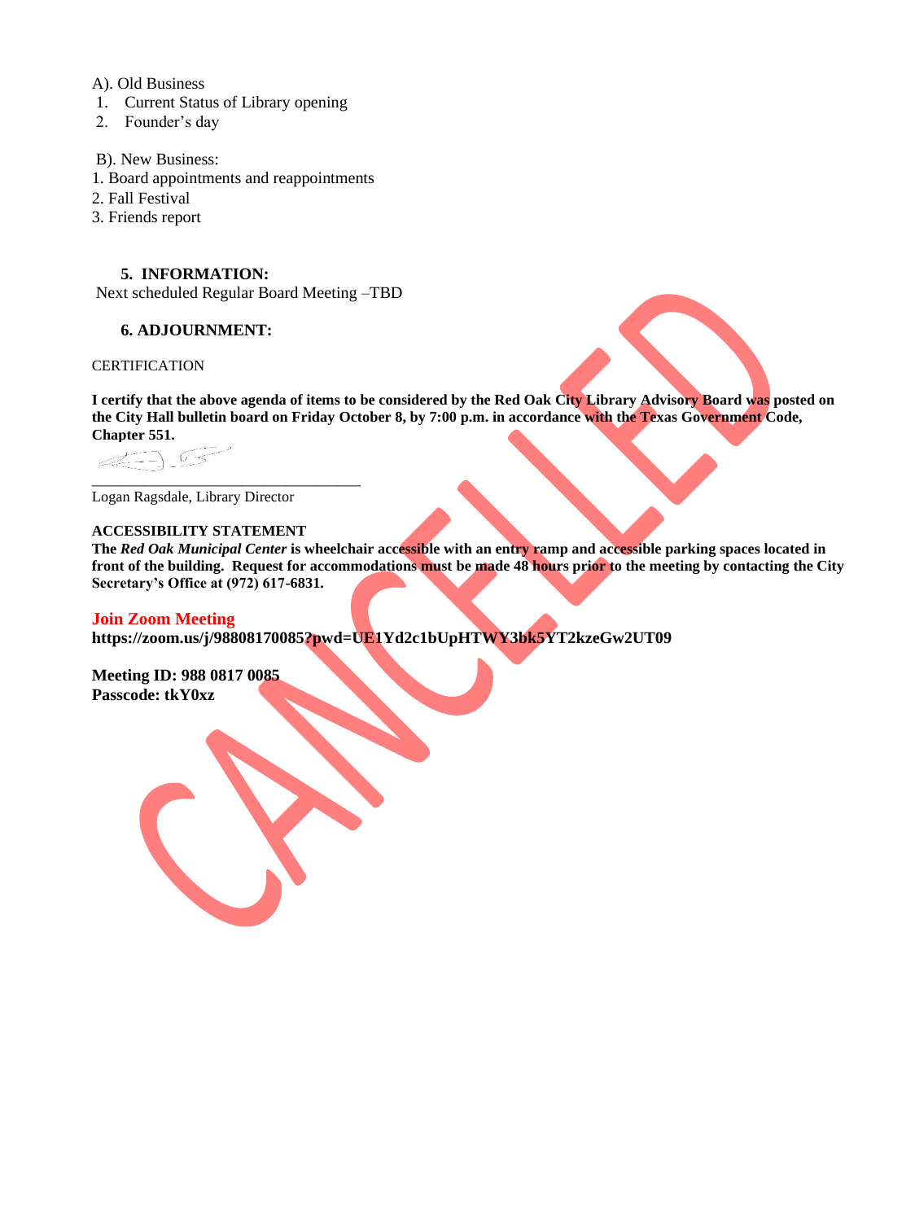A). Old Business

1. Current Status of Library opening
2. Founder's day

B). New Business:

1. Board appointments and reappointments
2. Fall Festival
3. Friends report

**5. INFORMATION:**

Next scheduled Regular Board Meeting –TBD

**6. ADJOURNMENT:**

CERTIFICATION

**I certify that the above agenda of items to be considered by the Red Oak City Library Advisory Board was posted on the City Hall bulletin board on Friday October 8, by 7:00 p.m. in accordance with the Texas Government Code, Chapter 551.**

\_\_\_\_\_\_\_\_\_\_\_\_\_\_\_\_\_\_\_\_\_\_\_\_\_\_\_\_\_\_\_\_\_\_\_

Logan Ragsdale, Library Director

**ACCESSIBILITY STATEMENT**

**The *Red Oak Municipal Center* is wheelchair accessible with an entry ramp and accessible parking spaces located in front of the building. Request for accommodations must be made 48 hours prior to the meeting by contacting the City Secretary's Office at (972) 617-6831.**

**Join Zoom Meeting**

**https://zoom.us/j/98808170085?pwd=UE1Yd2c1bUpHTWY3bk5YT2kzeGw2UT09**

**Meeting ID: 988 0817 0085**

**Passcode: tkY0xz**

CANCELLED